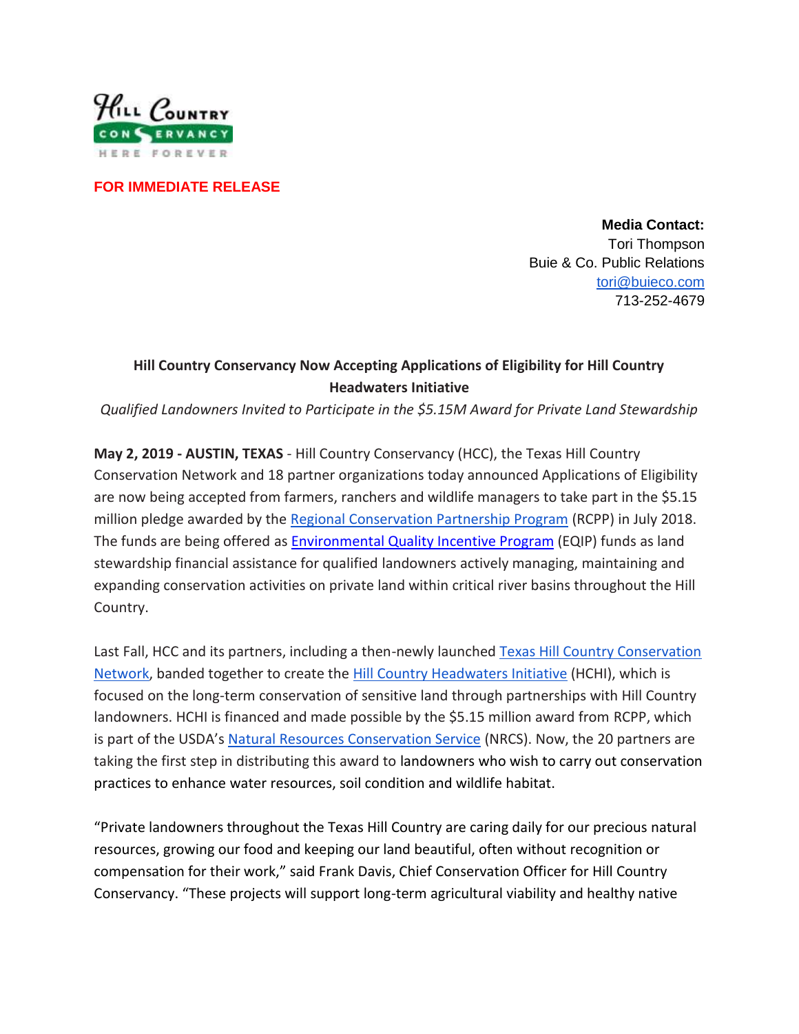**FOR IMMEDIATE RELEASE**

**Media Contact:**
Tori Thompson
Buie & Co. Public Relations
tori@buieco.com
713-252-4679

**Hill Country Conservancy Now Accepting Applications of Eligibility for Hill Country Headwaters Initiative**

*Qualified Landowners Invited to Participate in the $5.15M Award for Private Land Stewardship*

**May 2, 2019 - AUSTIN, TEXAS** - Hill Country Conservancy (HCC), the Texas Hill Country Conservation Network and 18 partner organizations today announced Applications of Eligibility are now being accepted from farmers, ranchers and wildlife managers to take part in the $5.15 million pledge awarded by the Regional Conservation Partnership Program (RCPP) in July 2018. The funds are being offered as Environmental Quality Incentive Program (EQIP) funds as land stewardship financial assistance for qualified landowners actively managing, maintaining and expanding conservation activities on private land within critical river basins throughout the Hill Country.

Last Fall, HCC and its partners, including a then-newly launched Texas Hill Country Conservation Network, banded together to create the Hill Country Headwaters Initiative (HCHI), which is focused on the long-term conservation of sensitive land through partnerships with Hill Country landowners. HCHI is financed and made possible by the $5.15 million award from RCPP, which is part of the USDA's Natural Resources Conservation Service (NRCS). Now, the 20 partners are taking the first step in distributing this award to landowners who wish to carry out conservation practices to enhance water resources, soil condition and wildlife habitat.

"Private landowners throughout the Texas Hill Country are caring daily for our precious natural resources, growing our food and keeping our land beautiful, often without recognition or compensation for their work," said Frank Davis, Chief Conservation Officer for Hill Country Conservancy. "These projects will support long-term agricultural viability and healthy native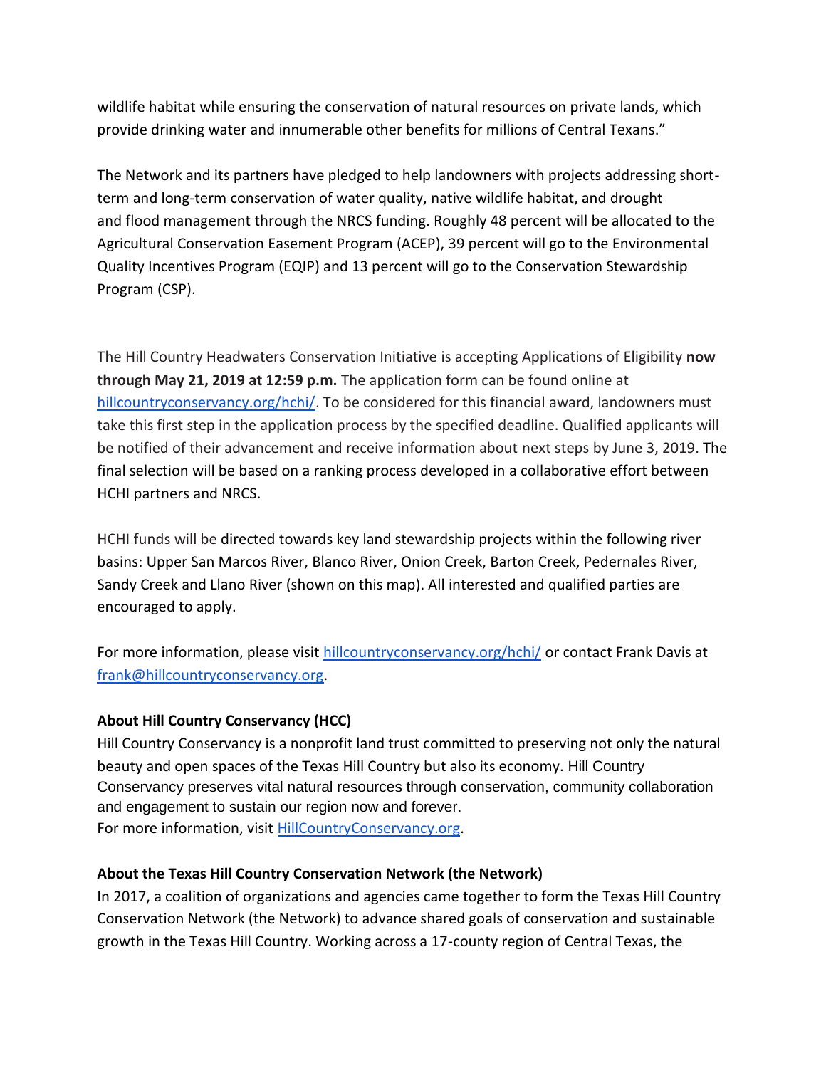wildlife habitat while ensuring the conservation of natural resources on private lands, which provide drinking water and innumerable other benefits for millions of Central Texans."

The Network and its partners have pledged to help landowners with projects addressing short-term and long-term conservation of water quality, native wildlife habitat, and drought and flood management through the NRCS funding. Roughly 48 percent will be allocated to the Agricultural Conservation Easement Program (ACEP), 39 percent will go to the Environmental Quality Incentives Program (EQIP) and 13 percent will go to the Conservation Stewardship Program (CSP).

The Hill Country Headwaters Conservation Initiative is accepting Applications of Eligibility **now through May 21, 2019 at 12:59 p.m.** The application form can be found online at [hillcountryconservancy.org/hchi/](hillcountryconservancy.org/hchi/). To be considered for this financial award, landowners must take this first step in the application process by the specified deadline. Qualified applicants will be notified of their advancement and receive information about next steps by June 3, 2019. The final selection will be based on a ranking process developed in a collaborative effort between HCHI partners and NRCS.

HCHI funds will be directed towards key land stewardship projects within the following river basins: Upper San Marcos River, Blanco River, Onion Creek, Barton Creek, Pedernales River, Sandy Creek and Llano River (shown on this map). All interested and qualified parties are encouraged to apply.

For more information, please visit [hillcountryconservancy.org/hchi/](hillcountryconservancy.org/hchi/) or contact Frank Davis at [frank@hillcountryconservancy.org](mailto:frank@hillcountryconservancy.org).

**About Hill Country Conservancy (HCC)**

Hill Country Conservancy is a nonprofit land trust committed to preserving not only the natural beauty and open spaces of the Texas Hill Country but also its economy. Hill Country Conservancy preserves vital natural resources through conservation, community collaboration and engagement to sustain our region now and forever.
For more information, visit [HillCountryConservancy.org](HillCountryConservancy.org).

**About the Texas Hill Country Conservation Network (the Network)**

In 2017, a coalition of organizations and agencies came together to form the Texas Hill Country Conservation Network (the Network) to advance shared goals of conservation and sustainable growth in the Texas Hill Country. Working across a 17-county region of Central Texas, the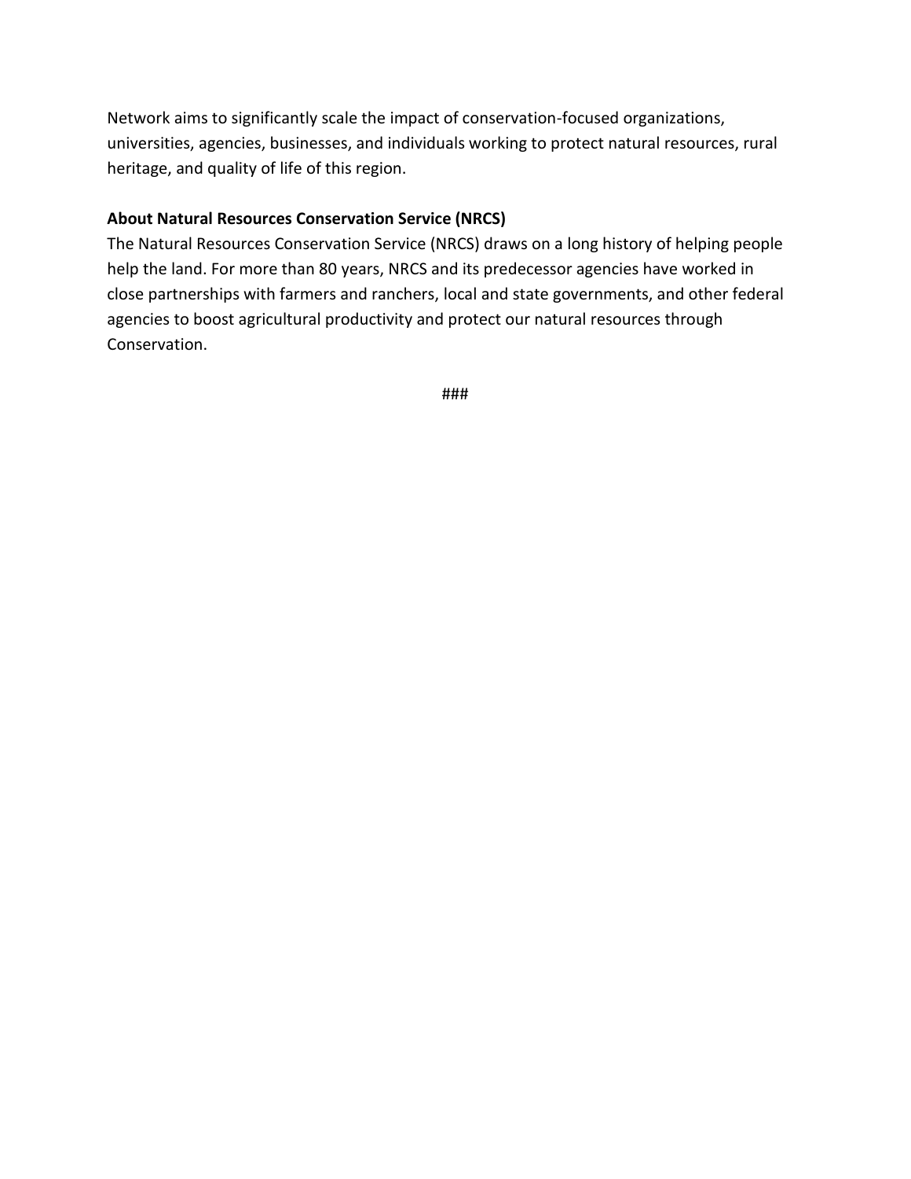Network aims to significantly scale the impact of conservation-focused organizations, universities, agencies, businesses, and individuals working to protect natural resources, rural heritage, and quality of life of this region.

**About Natural Resources Conservation Service (NRCS)**

The Natural Resources Conservation Service (NRCS) draws on a long history of helping people help the land. For more than 80 years, NRCS and its predecessor agencies have worked in close partnerships with farmers and ranchers, local and state governments, and other federal agencies to boost agricultural productivity and protect our natural resources through Conservation.

###